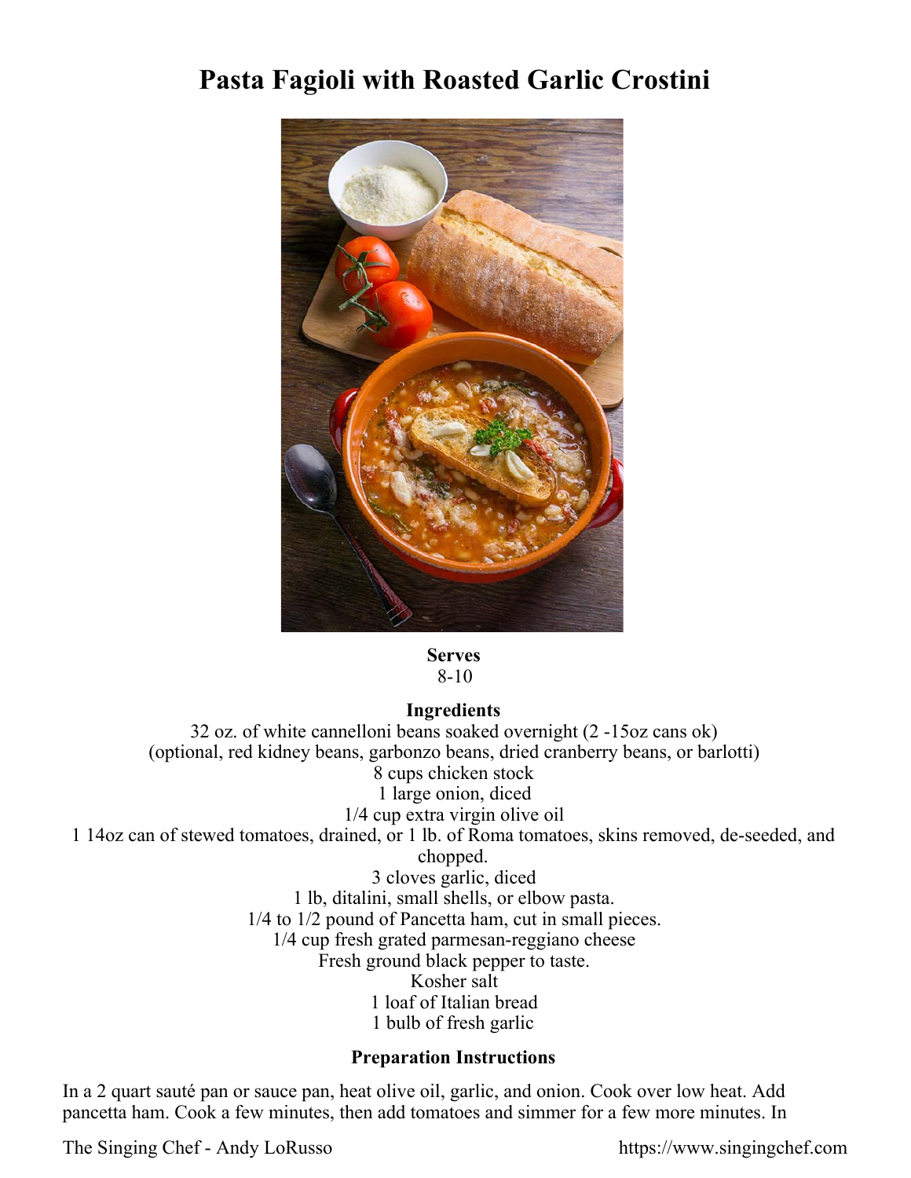# Pasta Fagioli with Roasted Garlic Crostini

**Serves**
8-10

**Ingredients**

32 oz. of white cannelloni beans soaked overnight (2 -15oz cans ok)
(optional, red kidney beans, garbonzo beans, dried cranberry beans, or barlotti)
8 cups chicken stock
1 large onion, diced
1/4 cup extra virgin olive oil
1 14oz can of stewed tomatoes, drained, or 1 lb. of Roma tomatoes, skins removed, de-seeded, and chopped.
3 cloves garlic, diced
1 lb, ditalini, small shells, or elbow pasta.
1/4 to 1/2 pound of Pancetta ham, cut in small pieces.
1/4 cup fresh grated parmesan-reggiano cheese
Fresh ground black pepper to taste.
Kosher salt
1 loaf of Italian bread
1 bulb of fresh garlic

**Preparation Instructions**

In a 2 quart sauté pan or sauce pan, heat olive oil, garlic, and onion. Cook over low heat. Add pancetta ham. Cook a few minutes, then add tomatoes and simmer for a few more minutes. In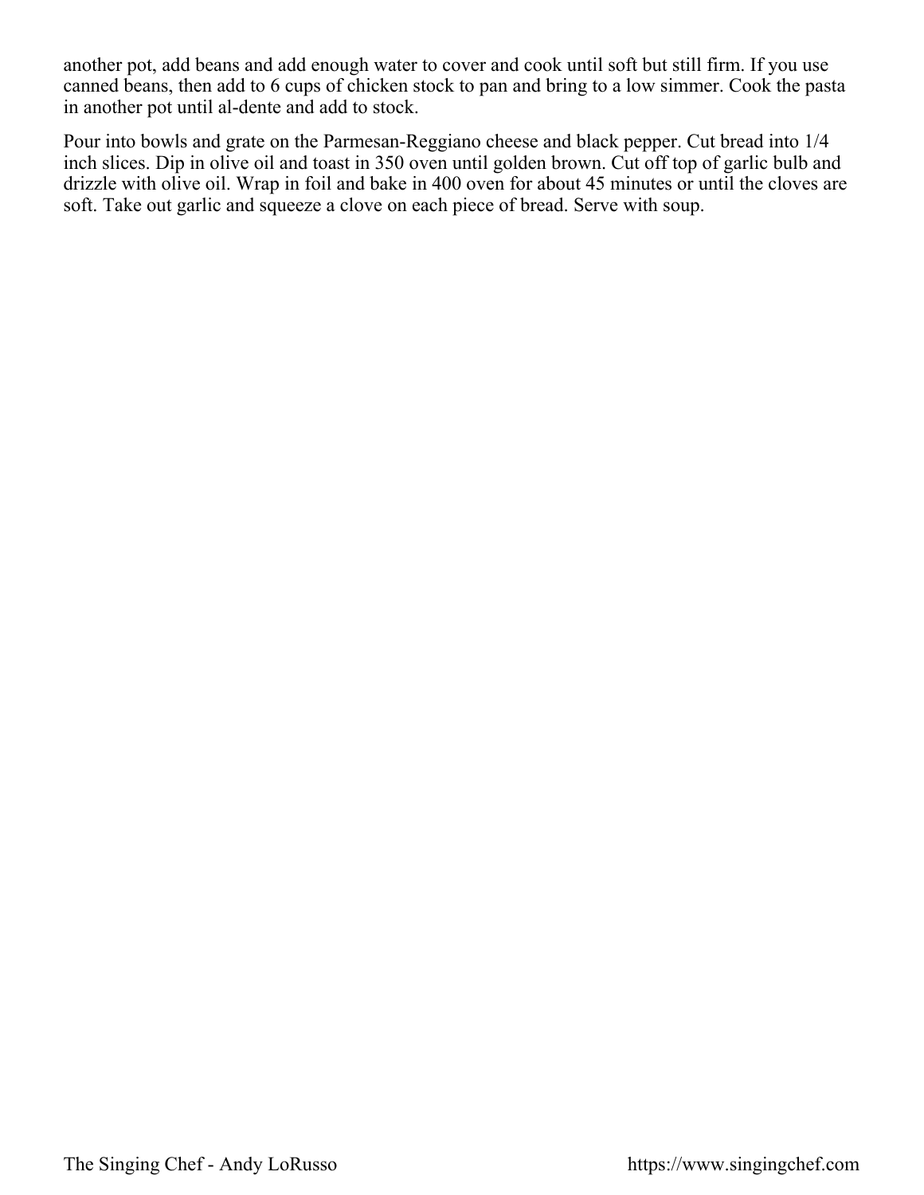another pot, add beans and add enough water to cover and cook until soft but still firm. If you use canned beans, then add to 6 cups of chicken stock to pan and bring to a low simmer. Cook the pasta in another pot until al-dente and add to stock.

Pour into bowls and grate on the Parmesan-Reggiano cheese and black pepper. Cut bread into 1/4 inch slices. Dip in olive oil and toast in 350 oven until golden brown. Cut off top of garlic bulb and drizzle with olive oil. Wrap in foil and bake in 400 oven for about 45 minutes or until the cloves are soft. Take out garlic and squeeze a clove on each piece of bread. Serve with soup.